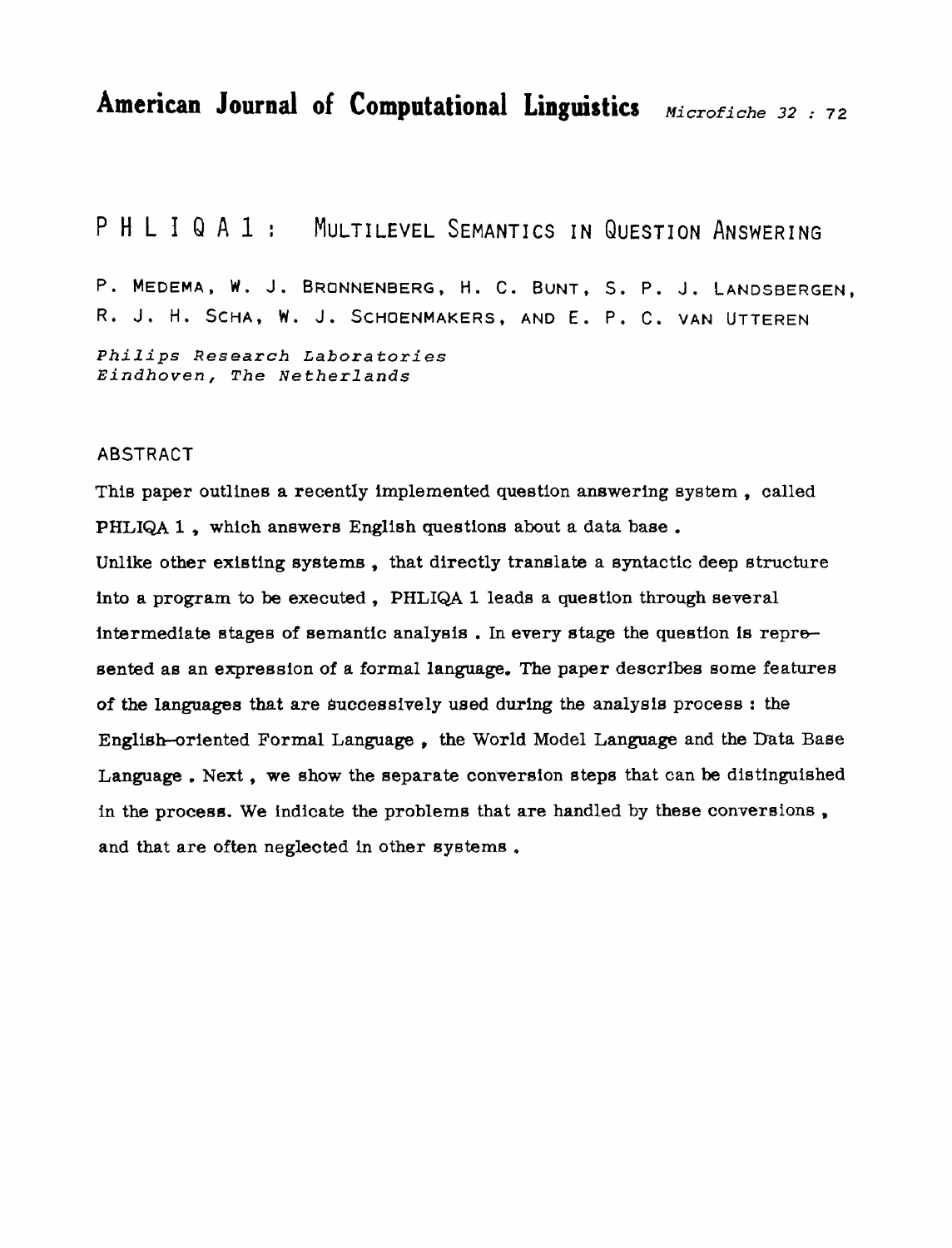# American Journal of Computational Linguistics *Microfiche 32 : 72*

## PHLIQA1: MULTILEVEL SEMANTICS IN QUESTION ANSWERING

P. MEDEMA, W. J. BRONNENBERG, H. C. BUNT, S. P. J. LANDSBERGEN, R. J. H. SCHA, W. J. SCHOENMAKERS, AND E. P. C. VAN UTTEREN

*Philips Research Laboratories*
*Eindhoven, The Netherlands*

### ABSTRACT

This paper outlines a recently implemented question answering system, called PHLIQA 1, which answers English questions about a data base. Unlike other existing systems, that directly translate a syntactic deep structure into a program to be executed, PHLIQA 1 leads a question through several intermediate stages of semantic analysis. In every stage the question is represented as an expression of a formal language. The paper describes some features of the languages that are successively used during the analysis process: the English-oriented Formal Language, the World Model Language and the Data Base Language. Next, we show the separate conversion steps that can be distinguished in the process. We indicate the problems that are handled by these conversions, and that are often neglected in other systems.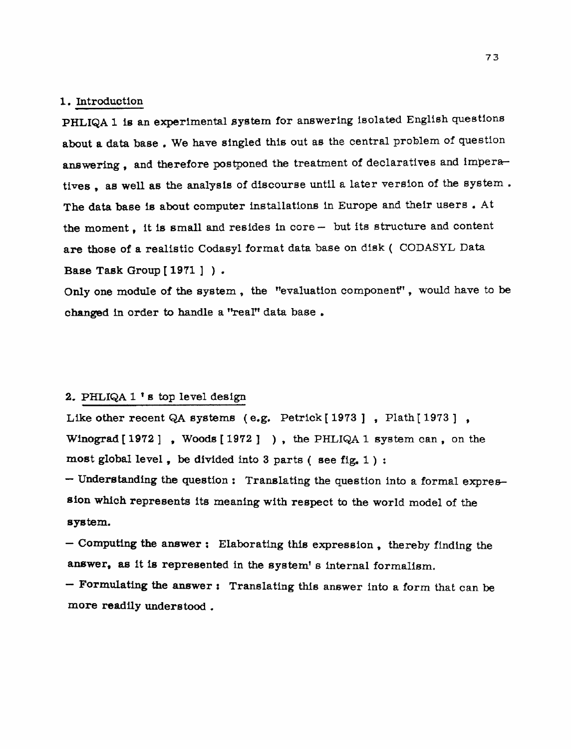## 1. Introduction

PHLIQA 1 is an experimental system for answering isolated English questions about a data base. We have singled this out as the central problem of question answering, and therefore postponed the treatment of declaratives and imperatives, as well as the analysis of discourse until a later version of the system. The data base is about computer installations in Europe and their users. At the moment, it is small and resides in core — but its structure and content are those of a realistic Codasyl format data base on disk ( CODASYL Data Base Task Group [ 1971 ] ).

Only one module of the system, the "evaluation component", would have to be changed in order to handle a "real" data base.

## 2. PHLIQA 1 's top level design

Like other recent QA systems (e.g. Petrick [ 1973 ], Plath [ 1973 ], Winograd [ 1972 ], Woods [ 1972 ] ), the PHLIQA 1 system can, on the most global level, be divided into 3 parts ( see fig. 1 ) :

– Understanding the question : Translating the question into a formal expression which represents its meaning with respect to the world model of the system.

– Computing the answer : Elaborating this expression, thereby finding the answer, as it is represented in the system' s internal formalism.

– Formulating the answer : Translating this answer into a form that can be more readily understood.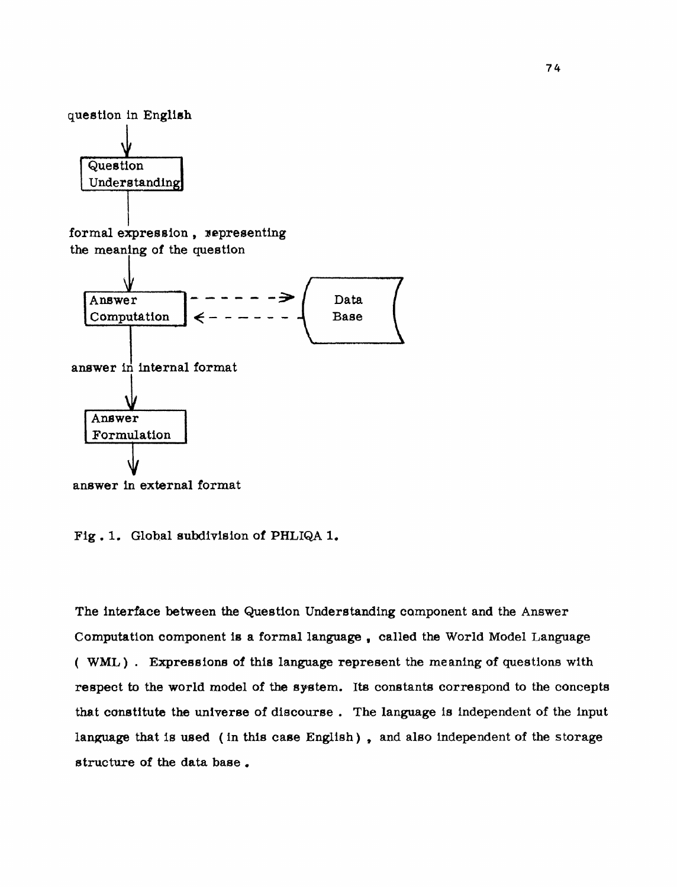question in English

Question Understanding

formal expression, representing the meaning of the question

Answer Computation

Data Base

answer in internal format

Answer Formulation

answer in external format

Fig. 1. Global subdivision of PHLIQA 1.

The interface between the Question Understanding component and the Answer Computation component is a formal language, called the World Model Language (WML). Expressions of this language represent the meaning of questions with respect to the world model of the system. Its constants correspond to the concepts that constitute the universe of discourse. The language is independent of the input language that is used (in this case English), and also independent of the storage structure of the data base.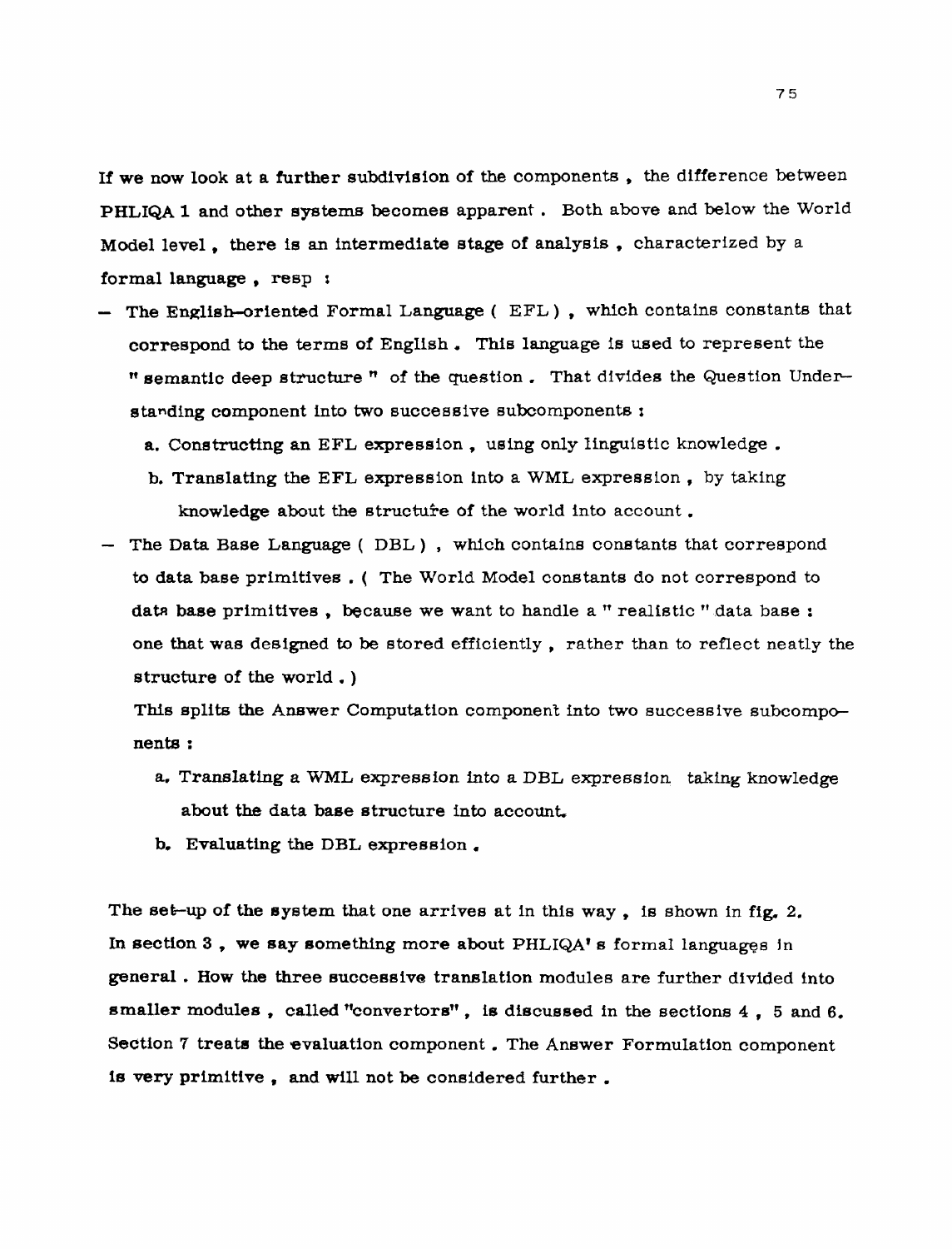If we now look at a further subdivision of the components , the difference between PHLIQA 1 and other systems becomes apparent . Both above and below the World Model level , there is an intermediate stage of analysis , characterized by a formal language , resp :

- The English-oriented Formal Language ( EFL ) , which contains constants that correspond to the terms of English . This language is used to represent the " semantic deep structure " of the question . That divides the Question Understanding component into two successive subcomponents :
  - a. Constructing an EFL expression , using only linguistic knowledge .
  - b. Translating the EFL expression into a WML expression , by taking knowledge about the structure of the world into account .
- The Data Base Language ( DBL ) , which contains constants that correspond to data base primitives . ( The World Model constants do not correspond to data base primitives , because we want to handle a " realistic " data base : one that was designed to be stored efficiently , rather than to reflect neatly the structure of the world . )

  This splits the Answer Computation component into two successive subcomponents :
  - a. Translating a WML expression into a DBL expression taking knowledge about the data base structure into account.
  - b. Evaluating the DBL expression .

The set-up of the system that one arrives at in this way , is shown in fig. 2. In section 3 , we say something more about PHLIQA's formal languages in general . How the three successive translation modules are further divided into smaller modules , called "convertors" , is discussed in the sections 4 , 5 and 6. Section 7 treats the evaluation component . The Answer Formulation component is very primitive , and will not be considered further .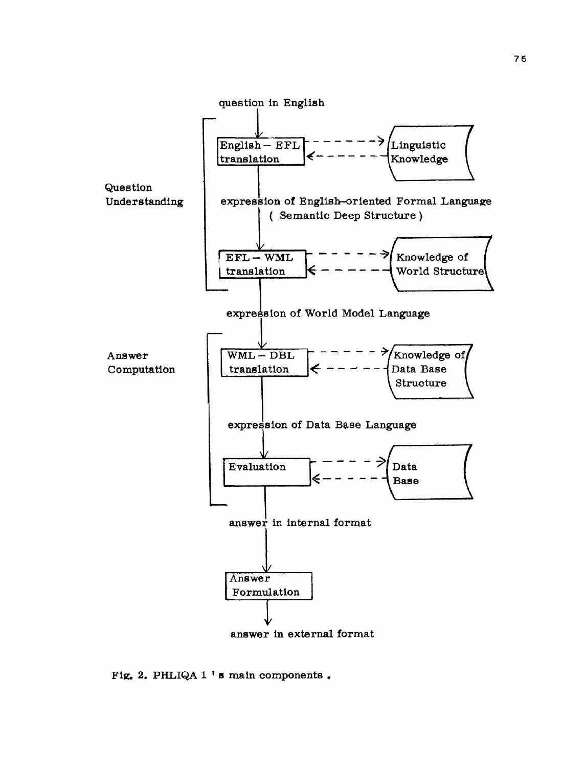question in English

Question Understanding

English – EFL translation

Linguistic Knowledge

expression of English-oriented Formal Language
( Semantic Deep Structure )

EFL – WML translation

Knowledge of World Structure

expression of World Model Language

Answer Computation

WML – DBL translation

Knowledge of Data Base Structure

expression of Data Base Language

Evaluation

Data Base

answer in internal format

Answer Formulation

answer in external format

Fig. 2. PHLIQA 1 's main components .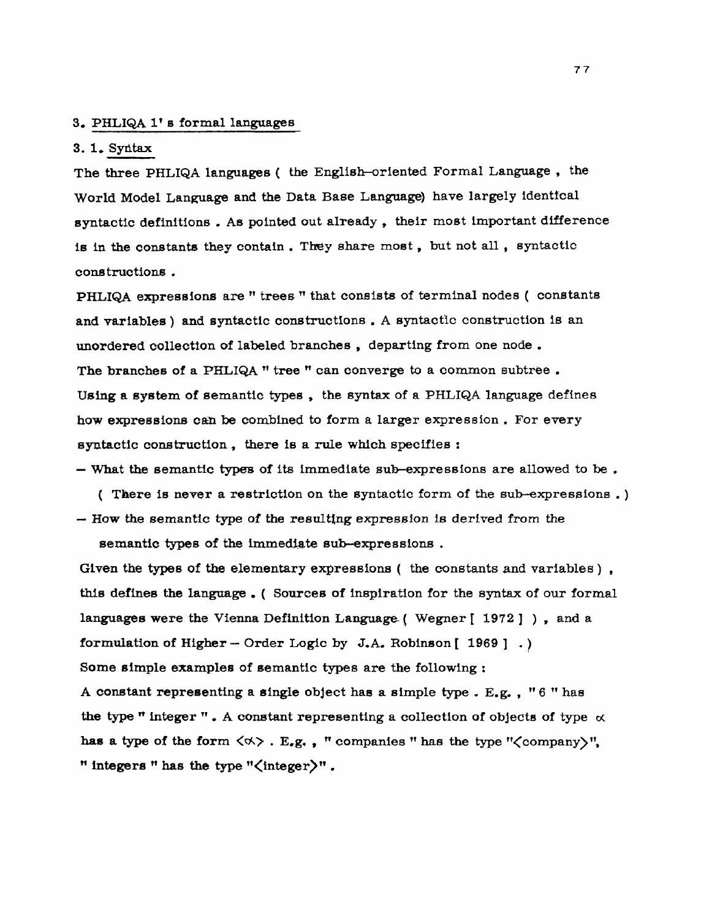## 3. PHLIQA 1's formal languages

### 3. 1. Syntax

The three PHLIQA languages ( the English-oriented Formal Language , the World Model Language and the Data Base Language) have largely identical syntactic definitions . As pointed out already , their most important difference is in the constants they contain . They share most , but not all , syntactic constructions .

PHLIQA expressions are " trees " that consists of terminal nodes ( constants and variables ) and syntactic constructions . A syntactic construction is an unordered collection of labeled branches , departing from one node .

The branches of a PHLIQA " tree " can converge to a common subtree .

Using a system of semantic types , the syntax of a PHLIQA language defines how expressions can be combined to form a larger expression . For every syntactic construction , there is a rule which specifies :

- What the semantic types of its immediate sub-expressions are allowed to be .
  ( There is never a restriction on the syntactic form of the sub-expressions . )
- How the semantic type of the resulting expression is derived from the semantic types of the immediate sub-expressions .

Given the types of the elementary expressions ( the constants and variables ) , this defines the language . ( Sources of inspiration for the syntax of our formal languages were the Vienna Definition Language ( Wegner [ 1972 ] ) , and a formulation of Higher – Order Logic by J.A. Robinson [ 1969 ] . )

Some simple examples of semantic types are the following :

A constant representing a single object has a simple type . E.g. , " 6 " has the type " integer " . A constant representing a collection of objects of type $\alpha$ has a type of the form $\langle\alpha\rangle$ . E.g. , " companies " has the type "$\langle$company$\rangle$", " integers " has the type "$\langle$integer$\rangle$" .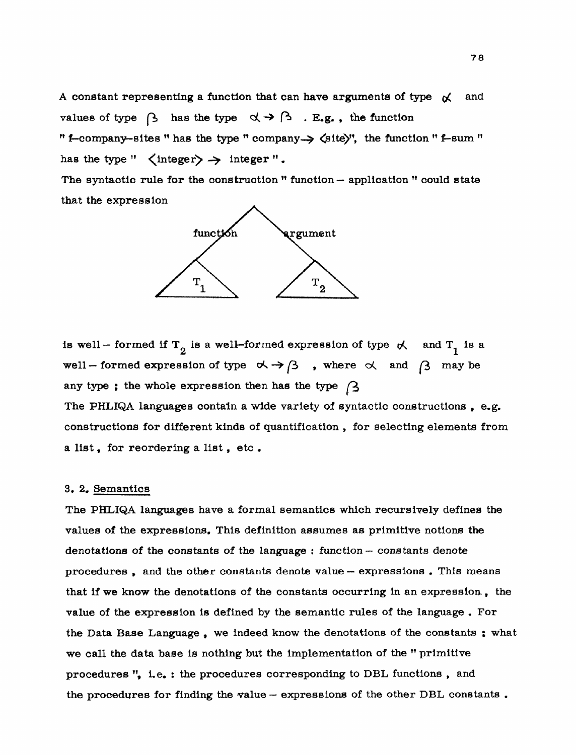A constant representing a function that can have arguments of type $\alpha$ and values of type $\beta$ has the type $\alpha \rightarrow \beta$ . E.g., the function " f-company-sites " has the type " company $\rightarrow$ ⟨site⟩", the function " f-sum " has the type " ⟨integer⟩ $\rightarrow$ integer ".

The syntactic rule for the construction " function – application " could state that the expression

function          argument

$T_1$          $T_2$

is well – formed if $T_2$ is a well-formed expression of type $\alpha$ and $T_1$ is a well – formed expression of type $\alpha \rightarrow \beta$ , where $\alpha$ and $\beta$ may be any type ; the whole expression then has the type $\beta$

The PHLIQA languages contain a wide variety of syntactic constructions , e.g. constructions for different kinds of quantification , for selecting elements from a list , for reordering a list , etc .

### 3. 2. Semantics

The PHLIQA languages have a formal semantics which recursively defines the values of the expressions. This definition assumes as primitive notions the denotations of the constants of the language : function – constants denote procedures , and the other constants denote value – expressions . This means that if we know the denotations of the constants occurring in an expression , the value of the expression is defined by the semantic rules of the language . For the Data Base Language , we indeed know the denotations of the constants ; what we call the data base is nothing but the implementation of the " primitive procedures ", i.e. : the procedures corresponding to DBL functions , and the procedures for finding the value – expressions of the other DBL constants .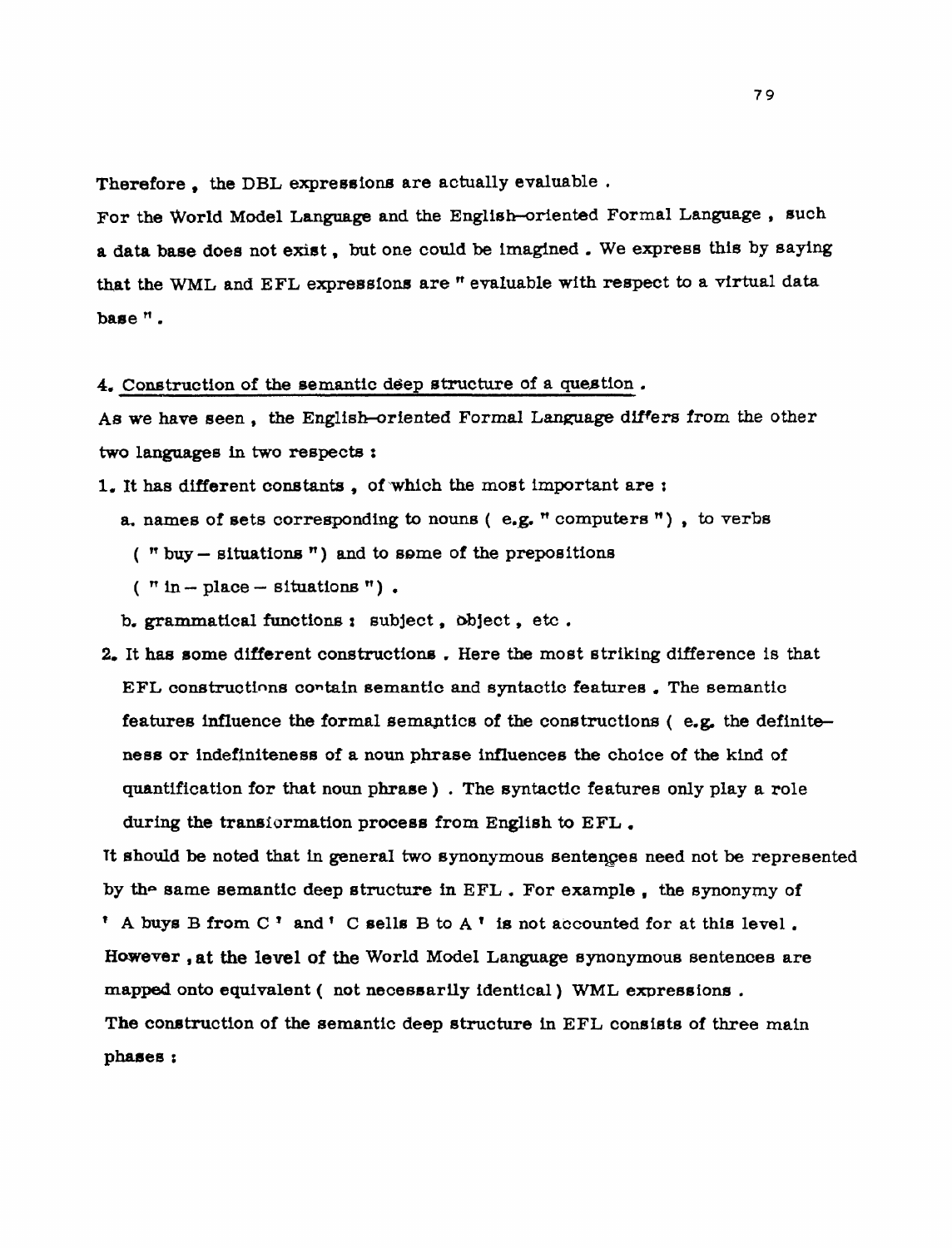Therefore , the DBL expressions are actually evaluable .

For the World Model Language and the English-oriented Formal Language , such a data base does not exist , but one could be imagined . We express this by saying that the WML and EFL expressions are " evaluable with respect to a virtual data base " .

## 4. Construction of the semantic deep structure of a question .

As we have seen , the English-oriented Formal Language differs from the other two languages in two respects :

1. It has different constants , of which the most important are :
   - a. names of sets corresponding to nouns ( e.g. " computers " ) , to verbs ( " buy – situations " ) and to some of the prepositions ( " in – place – situations " ) .
   - b. grammatical functions : subject , object , etc .
2. It has some different constructions . Here the most striking difference is that EFL constructions contain semantic and syntactic features . The semantic features influence the formal semantics of the constructions ( e.g. the definiteness or indefiniteness of a noun phrase influences the choice of the kind of quantification for that noun phrase ) . The syntactic features only play a role during the transformation process from English to EFL .

It should be noted that in general two synonymous sentences need not be represented by the same semantic deep structure in EFL . For example , the synonymy of ' A buys B from C ' and ' C sells B to A ' is not accounted for at this level . However , at the level of the World Model Language synonymous sentences are mapped onto equivalent ( not necessarily identical ) WML expressions .

The construction of the semantic deep structure in EFL consists of three main phases :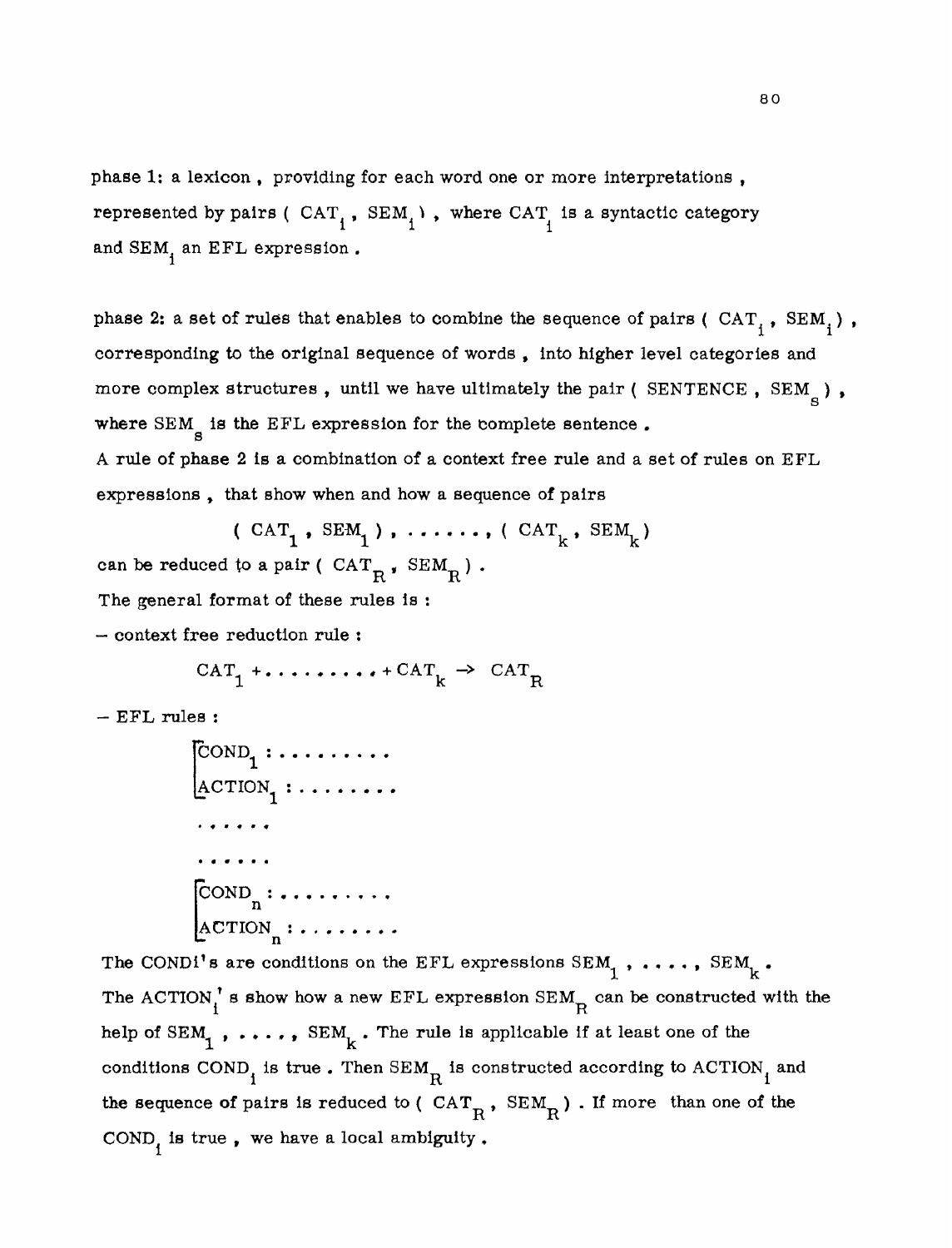phase 1: a lexicon , providing for each word one or more interpretations , represented by pairs ( $CAT_i$ , $SEM_i$ ) , where $CAT_i$ is a syntactic category and $SEM_i$ an EFL expression .

phase 2: a set of rules that enables to combine the sequence of pairs ( $CAT_i$ , $SEM_i$ ) , corresponding to the original sequence of words , into higher level categories and more complex structures , until we have ultimately the pair ( SENTENCE , $SEM_s$ ) , where $SEM_s$ is the EFL expression for the complete sentence .

A rule of phase 2 is a combination of a context free rule and a set of rules on EFL expressions , that show when and how a sequence of pairs

$$( CAT_1 , SEM_1 ) , \ldots\ldots , ( CAT_k , SEM_k )$$

can be reduced to a pair ( $CAT_R$ , $SEM_R$ ) .

The general format of these rules is :

– context free reduction rule :

$$CAT_1 + \ldots\ldots\ldots + CAT_k \rightarrow CAT_R$$

– EFL rules :

$$\left[\begin{array}{l} COND_1 : \ldots\ldots\ldots \\ ACTION_1 : \ldots\ldots\ldots \end{array}\right.$$

. . . . . .

. . . . . .

$$\left[\begin{array}{l} COND_n : \ldots\ldots\ldots \\ ACTION_n : \ldots\ldots\ldots \end{array}\right.$$

The CONDi's are conditions on the EFL expressions $SEM_1$ , . . . . , $SEM_k$ . The $ACTION_i$'s show how a new EFL expression $SEM_R$ can be constructed with the help of $SEM_1$ , . . . . , $SEM_k$ . The rule is applicable if at least one of the conditions $COND_i$ is true . Then $SEM_R$ is constructed according to $ACTION_i$ and the sequence of pairs is reduced to ( $CAT_R$ , $SEM_R$ ) . If more than one of the $COND_i$ is true , we have a local ambiguity .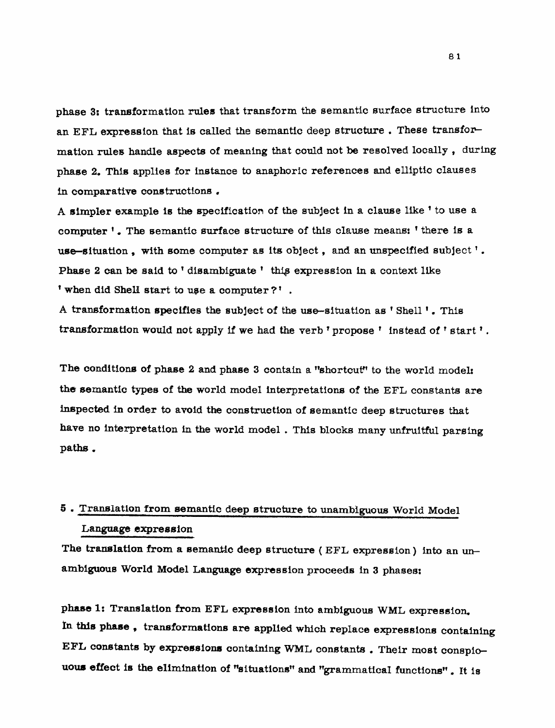phase 3: transformation rules that transform the semantic surface structure into an EFL expression that is called the semantic deep structure . These transformation rules handle aspects of meaning that could not be resolved locally , during phase 2. This applies for instance to anaphoric references and elliptic clauses in comparative constructions .

A simpler example is the specification of the subject in a clause like ' to use a computer '. The semantic surface structure of this clause means: ' there is a use-situation , with some computer as its object , and an unspecified subject '. Phase 2 can be said to ' disambiguate ' this expression in a context like ' when did Shell start to use a computer ? ' .

A transformation specifies the subject of the use-situation as ' Shell '. This transformation would not apply if we had the verb ' propose ' instead of ' start '.

The conditions of phase 2 and phase 3 contain a "shortcut" to the world model: the semantic types of the world model interpretations of the EFL constants are inspected in order to avoid the construction of semantic deep structures that have no interpretation in the world model . This blocks many unfruitful parsing paths .

## 5 . Translation from semantic deep structure to unambiguous World Model Language expression

The translation from a semantic deep structure ( EFL expression ) into an unambiguous World Model Language expression proceeds in 3 phases:

phase 1: Translation from EFL expression into ambiguous WML expression. In this phase , transformations are applied which replace expressions containing EFL constants by expressions containing WML constants . Their most conspicuous effect is the elimination of "situations" and "grammatical functions". It is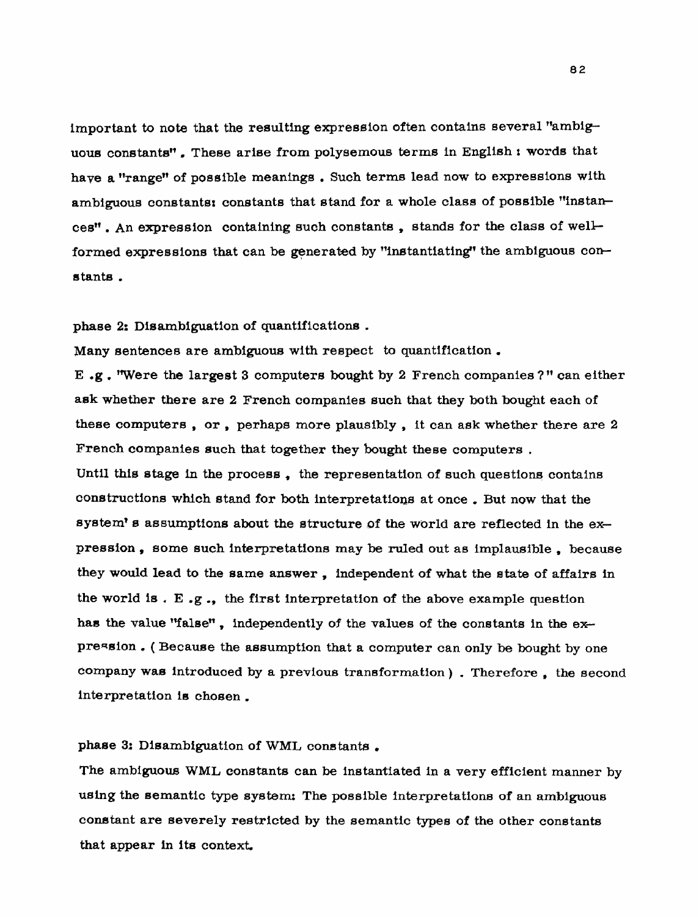important to note that the resulting expression often contains several "ambiguous constants". These arise from polysemous terms in English : words that have a "range" of possible meanings. Such terms lead now to expressions with ambiguous constants: constants that stand for a whole class of possible "instances". An expression containing such constants, stands for the class of well-formed expressions that can be generated by "instantiating" the ambiguous constants.

phase 2: Disambiguation of quantifications.

Many sentences are ambiguous with respect to quantification.

E.g. "Were the largest 3 computers bought by 2 French companies?" can either ask whether there are 2 French companies such that they both bought each of these computers, or, perhaps more plausibly, it can ask whether there are 2 French companies such that together they bought these computers.

Until this stage in the process, the representation of such questions contains constructions which stand for both interpretations at once. But now that the system's assumptions about the structure of the world are reflected in the expression, some such interpretations may be ruled out as implausible, because they would lead to the same answer, independent of what the state of affairs in the world is. E.g., the first interpretation of the above example question has the value "false", independently of the values of the constants in the expression. (Because the assumption that a computer can only be bought by one company was introduced by a previous transformation). Therefore, the second interpretation is chosen.

phase 3: Disambiguation of WML constants.

The ambiguous WML constants can be instantiated in a very efficient manner by using the semantic type system: The possible interpretations of an ambiguous constant are severely restricted by the semantic types of the other constants that appear in its context.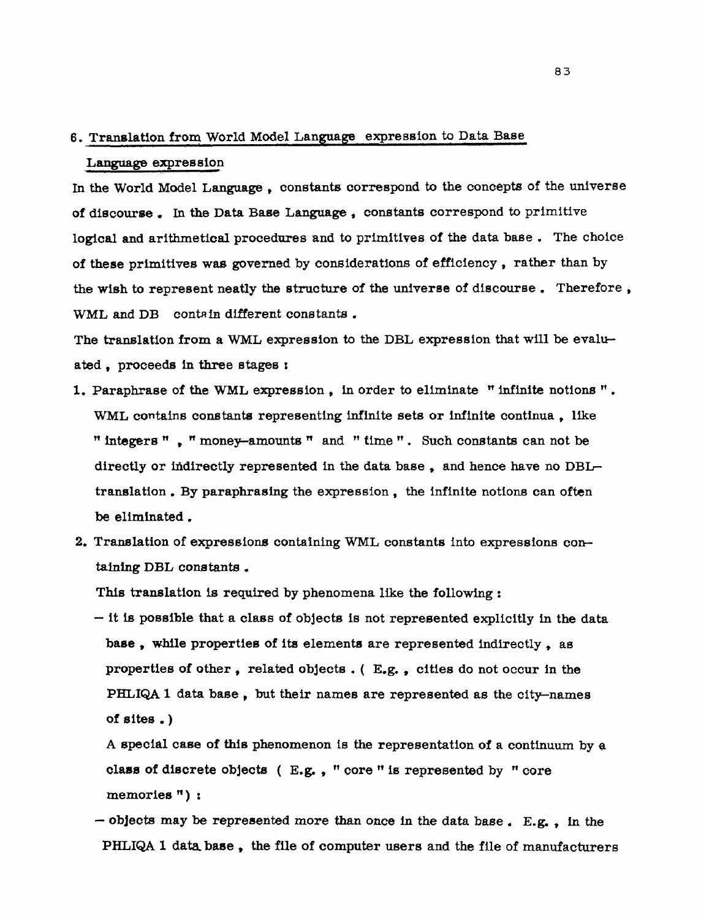## 6. Translation from World Model Language expression to Data Base Language expression

In the World Model Language , constants correspond to the concepts of the universe of discourse . In the Data Base Language , constants correspond to primitive logical and arithmetical procedures and to primitives of the data base . The choice of these primitives was governed by considerations of efficiency , rather than by the wish to represent neatly the structure of the universe of discourse . Therefore , WML and DB contain different constants .

The translation from a WML expression to the DBL expression that will be evaluated , proceeds in three stages :

1. Paraphrase of the WML expression , in order to eliminate " infinite notions " . WML contains constants representing infinite sets or infinite continua , like " integers " , " money–amounts " and " time " . Such constants can not be directly or indirectly represented in the data base , and hence have no DBL–translation . By paraphrasing the expression , the infinite notions can often be eliminated .
2. Translation of expressions containing WML constants into expressions containing DBL constants .

   This translation is required by phenomena like the following :

   – it is possible that a class of objects is not represented explicitly in the data base , while properties of its elements are represented indirectly , as properties of other , related objects . ( E.g. , cities do not occur in the PHLIQA 1 data base , but their names are represented as the city–names of sites . )

   A special case of this phenomenon is the representation of a continuum by a class of discrete objects ( E.g. , " core " is represented by " core memories " ) :

   – objects may be represented more than once in the data base . E.g. , in the PHLIQA 1 data base , the file of computer users and the file of manufacturers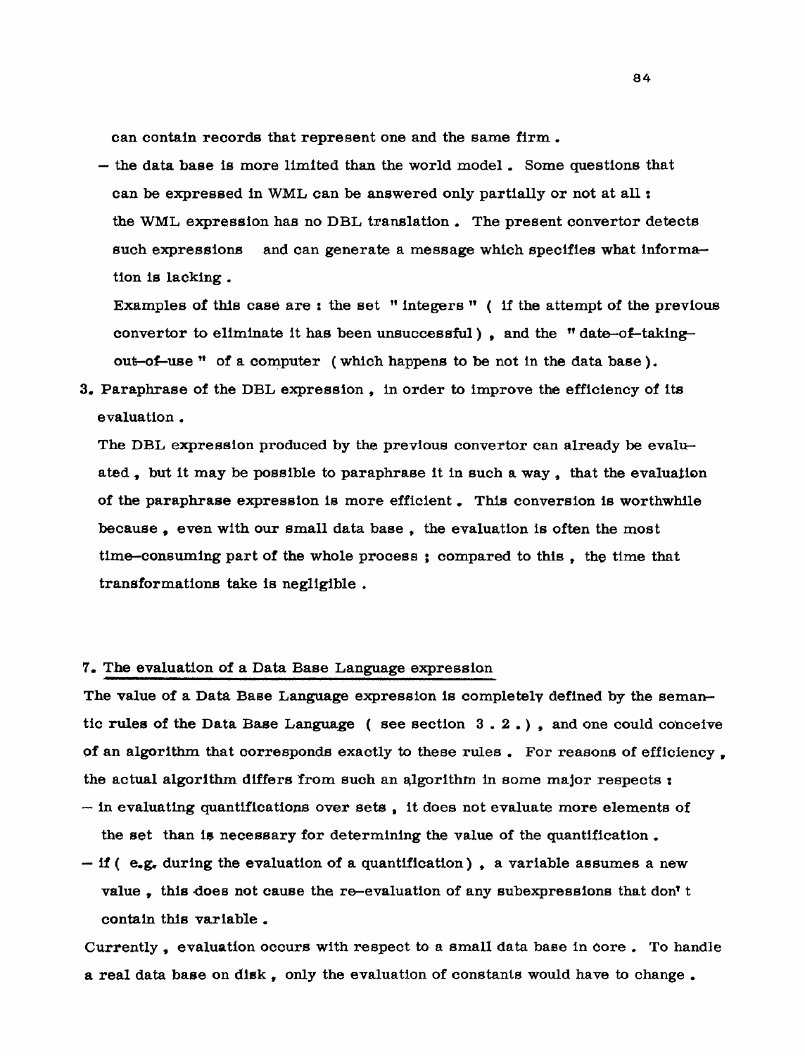can contain records that represent one and the same firm .

- the data base is more limited than the world model . Some questions that can be expressed in WML can be answered only partially or not at all : the WML expression has no DBL translation . The present convertor detects such expressions and can generate a message which specifies what information is lacking .

  Examples of this case are : the set " integers " ( if the attempt of the previous convertor to eliminate it has been unsuccessful ) , and the " date-of-taking-out-of-use " of a computer ( which happens to be not in the data base ).

3. Paraphrase of the DBL expression , in order to improve the efficiency of its evaluation .

   The DBL expression produced by the previous convertor can already be evaluated , but it may be possible to paraphrase it in such a way , that the evaluation of the paraphrase expression is more efficient . This conversion is worthwhile because , even with our small data base , the evaluation is often the most time-consuming part of the whole process ; compared to this , the time that transformations take is negligible .

## 7. The evaluation of a Data Base Language expression

The value of a Data Base Language expression is completely defined by the semantic rules of the Data Base Language ( see section 3 . 2 . ) , and one could conceive of an algorithm that corresponds exactly to these rules . For reasons of efficiency , the actual algorithm differs from such an algorithm in some major respects :

- in evaluating quantifications over sets , it does not evaluate more elements of the set than is necessary for determining the value of the quantification .
- if ( e.g. during the evaluation of a quantification ) , a variable assumes a new value , this does not cause the re-evaluation of any subexpressions that don't contain this variable .

Currently , evaluation occurs with respect to a small data base in core . To handle a real data base on disk , only the evaluation of constants would have to change .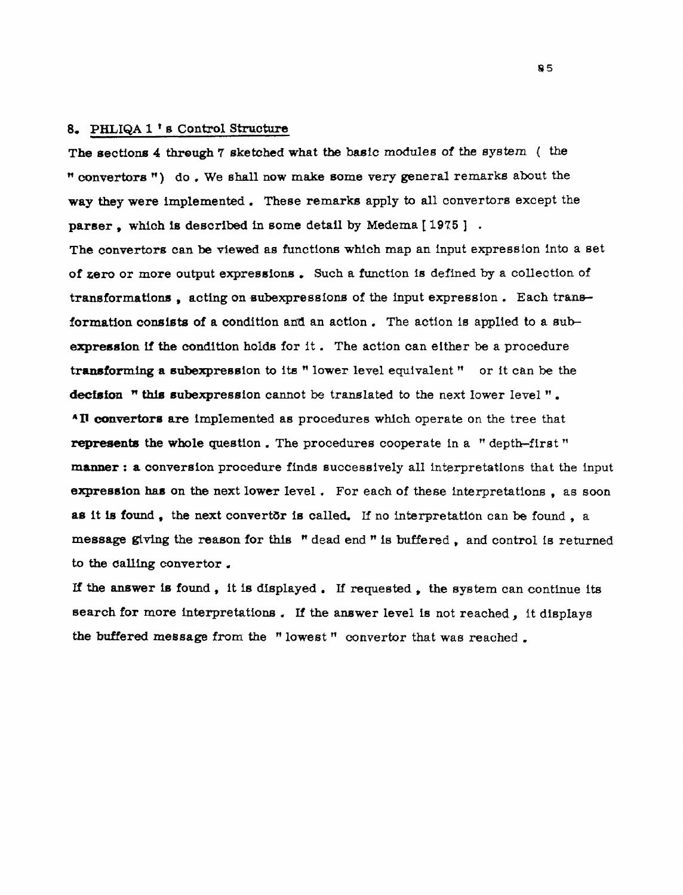## 8. PHLIQA 1 ' s Control Structure

The sections 4 through 7 sketched what the basic modules of the system ( the " convertors ") do . We shall now make some very general remarks about the way they were implemented . These remarks apply to all convertors except the parser , which is described in some detail by Medema [ 1975 ] .

The convertors can be viewed as functions which map an input expression into a set of zero or more output expressions . Such a function is defined by a collection of transformations , acting on subexpressions of the input expression . Each transformation consists of a condition and an action . The action is applied to a subexpression if the condition holds for it . The action can either be a procedure transforming a subexpression to its " lower level equivalent " or it can be the decision " this subexpression cannot be translated to the next lower level " .

All convertors are implemented as procedures which operate on the tree that represents the whole question . The procedures cooperate in a " depth-first " manner : a conversion procedure finds successively all interpretations that the input expression has on the next lower level . For each of these interpretations , as soon as it is found , the next convertor is called. If no interpretation can be found , a message giving the reason for this " dead end " is buffered , and control is returned to the calling convertor .

If the answer is found , it is displayed . If requested , the system can continue its search for more interpretations . If the answer level is not reached , it displays the buffered message from the " lowest " convertor that was reached .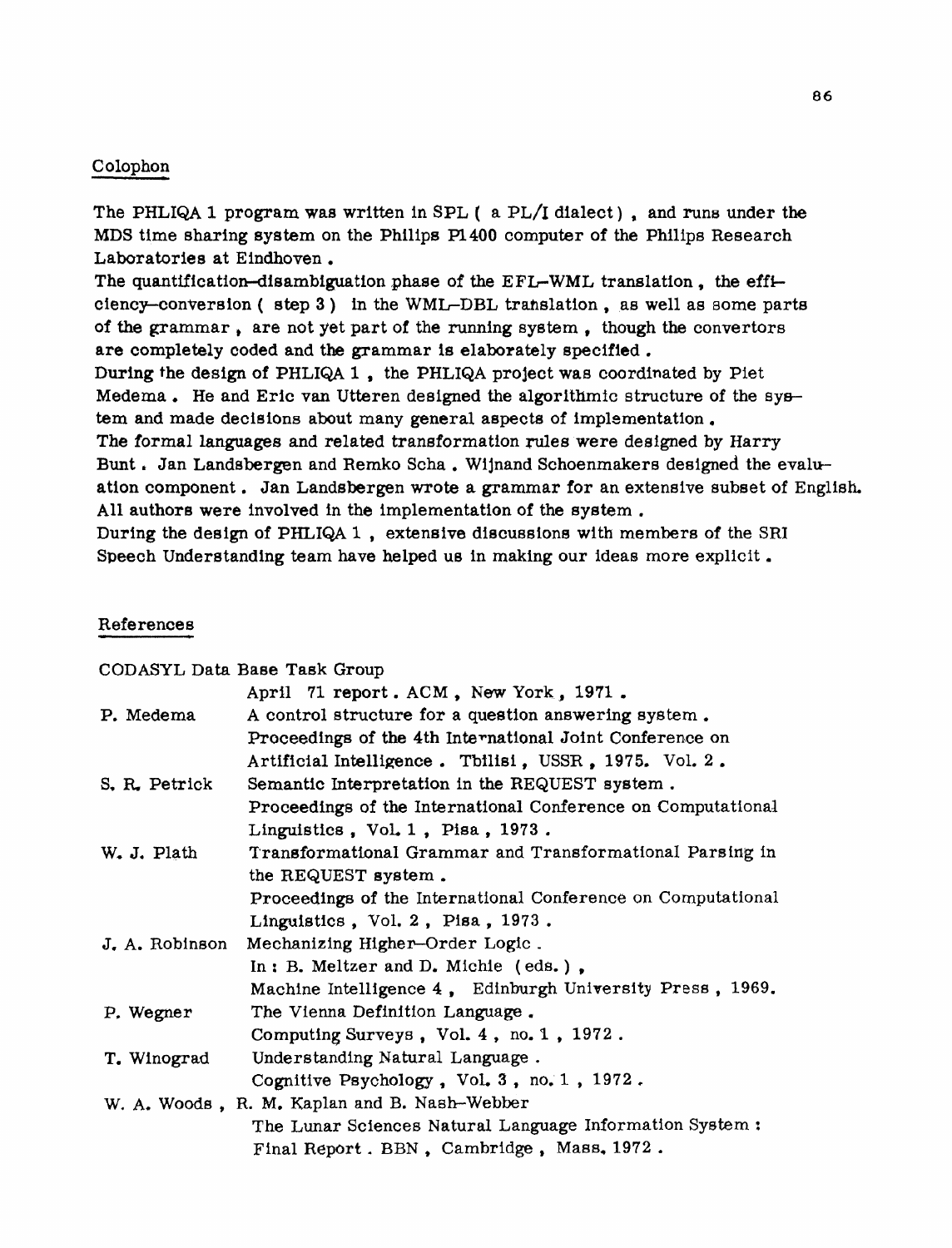## Colophon

The PHLIQA 1 program was written in SPL ( a PL/I dialect ) , and runs under the MDS time sharing system on the Philips P1400 computer of the Philips Research Laboratories at Eindhoven .

The quantification–disambiguation phase of the EFL–WML translation , the efficiency–conversion ( step 3 ) in the WML–DBL translation , as well as some parts of the grammar , are not yet part of the running system , though the convertors are completely coded and the grammar is elaborately specified .

During the design of PHLIQA 1 , the PHLIQA project was coordinated by Piet Medema . He and Eric van Utteren designed the algorithmic structure of the system and made decisions about many general aspects of implementation .

The formal languages and related transformation rules were designed by Harry Bunt . Jan Landsbergen and Remko Scha . Wijnand Schoenmakers designed the evaluation component . Jan Landsbergen wrote a grammar for an extensive subset of English. All authors were involved in the implementation of the system .

During the design of PHLIQA 1 , extensive discussions with members of the SRI Speech Understanding team have helped us in making our ideas more explicit .

## References

CODASYL Data Base Task Group
April 71 report . ACM , New York , 1971 .

P. Medema — A control structure for a question answering system . Proceedings of the 4th International Joint Conference on Artificial Intelligence . Tbilisi , USSR , 1975. Vol. 2 .

S. R. Petrick — Semantic Interpretation in the REQUEST system . Proceedings of the International Conference on Computational Linguistics , Vol. 1 , Pisa , 1973 .

W. J. Plath — Transformational Grammar and Transformational Parsing in the REQUEST system . Proceedings of the International Conference on Computational Linguistics , Vol. 2 , Pisa , 1973 .

J. A. Robinson — Mechanizing Higher–Order Logic . In : B. Meltzer and D. Michie ( eds. ) , Machine Intelligence 4 , Edinburgh University Press , 1969.

P. Wegner — The Vienna Definition Language . Computing Surveys , Vol. 4 , no. 1 , 1972 .

T. Winograd — Understanding Natural Language . Cognitive Psychology , Vol. 3 , no. 1 , 1972 .

W. A. Woods , R. M. Kaplan and B. Nash–Webber
The Lunar Sciences Natural Language Information System : Final Report . BBN , Cambridge , Mass. 1972 .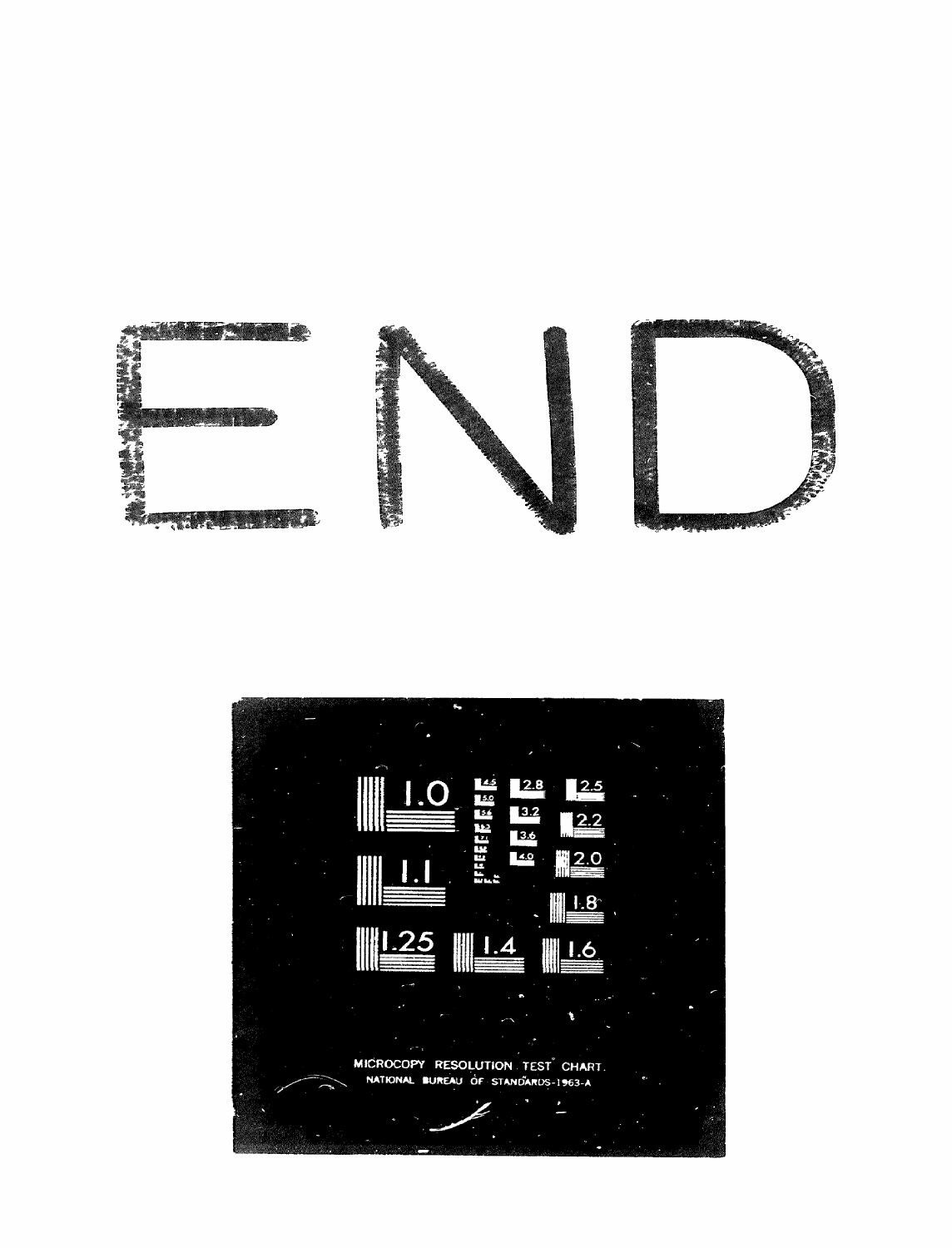# END

1.0
1.1
1.25
1.4
1.6
1.8
2.0
2.2
2.5
2.8
3.2
3.6
4.0
4.5
5.0
5.6

MICROCOPY RESOLUTION TEST CHART
NATIONAL BUREAU OF STANDARDS-1963-A